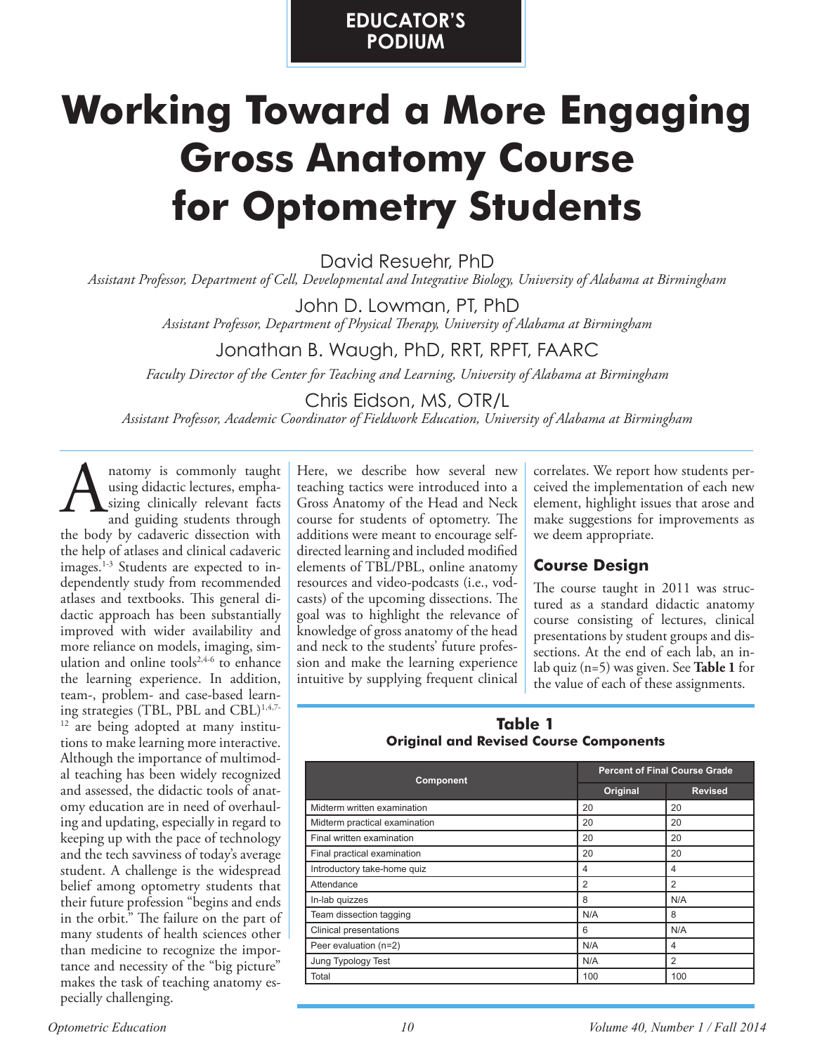EDUCATOR'S PODIUM

# Working Toward a More Engaging Gross Anatomy Course for Optometry Students

David Resuehr, PhD
*Assistant Professor, Department of Cell, Developmental and Integrative Biology, University of Alabama at Birmingham*

John D. Lowman, PT, PhD
*Assistant Professor, Department of Physical Therapy, University of Alabama at Birmingham*

Jonathan B. Waugh, PhD, RRT, RPFT, FAARC
*Faculty Director of the Center for Teaching and Learning, University of Alabama at Birmingham*

Chris Eidson, MS, OTR/L
*Assistant Professor, Academic Coordinator of Fieldwork Education, University of Alabama at Birmingham*

Anatomy is commonly taught using didactic lectures, emphasizing clinically relevant facts and guiding students through the body by cadaveric dissection with the help of atlases and clinical cadaveric images.[1-3] Students are expected to independently study from recommended atlases and textbooks. This general didactic approach has been substantially improved with wider availability and more reliance on models, imaging, simulation and online tools[2,4-6] to enhance the learning experience. In addition, team-, problem- and case-based learning strategies (TBL, PBL and CBL)[1,4,7-12] are being adopted at many institutions to make learning more interactive. Although the importance of multimodal teaching has been widely recognized and assessed, the didactic tools of anatomy education are in need of overhauling and updating, especially in regard to keeping up with the pace of technology and the tech savviness of today's average student. A challenge is the widespread belief among optometry students that their future profession "begins and ends in the orbit." The failure on the part of many students of health sciences other than medicine to recognize the importance and necessity of the "big picture" makes the task of teaching anatomy especially challenging.

Here, we describe how several new teaching tactics were introduced into a Gross Anatomy of the Head and Neck course for students of optometry. The additions were meant to encourage self-directed learning and included modified elements of TBL/PBL, online anatomy resources and video-podcasts (i.e., vodcasts) of the upcoming dissections. The goal was to highlight the relevance of knowledge of gross anatomy of the head and neck to the students' future profession and make the learning experience intuitive by supplying frequent clinical correlates. We report how students perceived the implementation of each new element, highlight issues that arose and make suggestions for improvements as we deem appropriate.

## Course Design

The course taught in 2011 was structured as a standard didactic anatomy course consisting of lectures, clinical presentations by student groups and dissections. At the end of each lab, an in-lab quiz (n=5) was given. See **Table 1** for the value of each of these assignments.

**Table 1**
**Original and Revised Course Components**

| Component | Percent of Final Course Grade | |
|---|---|---|
| | Original | Revised |
| Midterm written examination | 20 | 20 |
| Midterm practical examination | 20 | 20 |
| Final written examination | 20 | 20 |
| Final practical examination | 20 | 20 |
| Introductory take-home quiz | 4 | 4 |
| Attendance | 2 | 2 |
| In-lab quizzes | 8 | N/A |
| Team dissection tagging | N/A | 8 |
| Clinical presentations | 6 | N/A |
| Peer evaluation (n=2) | N/A | 4 |
| Jung Typology Test | N/A | 2 |
| Total | 100 | 100 |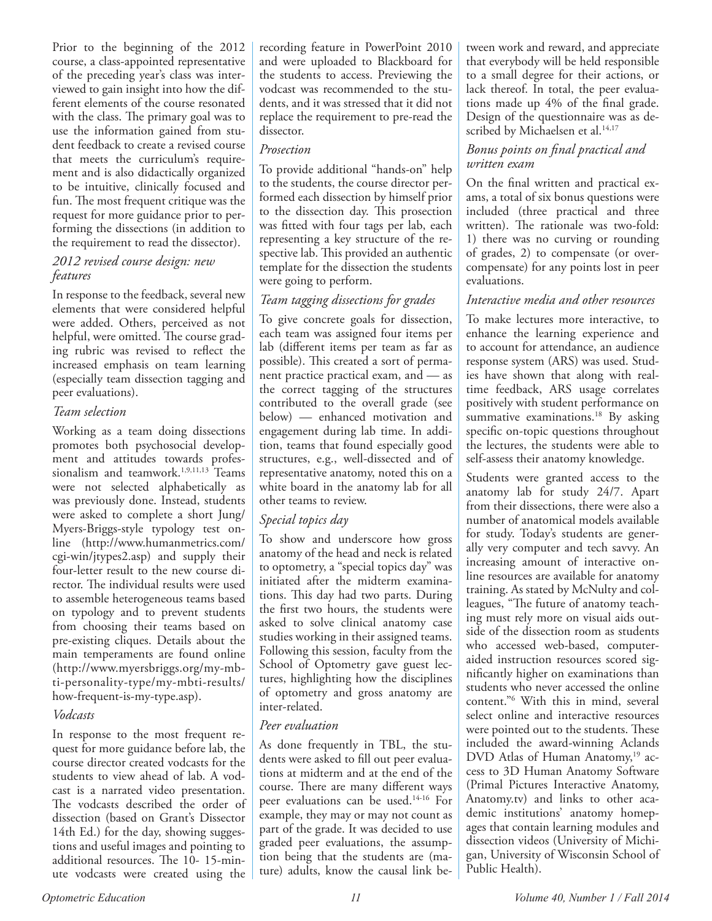Prior to the beginning of the 2012 course, a class-appointed representative of the preceding year's class was interviewed to gain insight into how the different elements of the course resonated with the class. The primary goal was to use the information gained from student feedback to create a revised course that meets the curriculum's requirement and is also didactically organized to be intuitive, clinically focused and fun. The most frequent critique was the request for more guidance prior to performing the dissections (in addition to the requirement to read the dissector).

### *2012 revised course design: new features*

In response to the feedback, several new elements that were considered helpful were added. Others, perceived as not helpful, were omitted. The course grading rubric was revised to reflect the increased emphasis on team learning (especially team dissection tagging and peer evaluations).

### *Team selection*

Working as a team doing dissections promotes both psychosocial development and attitudes towards professionalism and teamwork.[1,9,11,13] Teams were not selected alphabetically as was previously done. Instead, students were asked to complete a short Jung/Myers-Briggs-style typology test online (http://www.humanmetrics.com/cgi-win/jtypes2.asp) and supply their four-letter result to the new course director. The individual results were used to assemble heterogeneous teams based on typology and to prevent students from choosing their teams based on pre-existing cliques. Details about the main temperaments are found online (http://www.myersbriggs.org/my-mbti-personality-type/my-mbti-results/how-frequent-is-my-type.asp).

### *Vodcasts*

In response to the most frequent request for more guidance before lab, the course director created vodcasts for the students to view ahead of lab. A vodcast is a narrated video presentation. The vodcasts described the order of dissection (based on Grant's Dissector 14th Ed.) for the day, showing suggestions and useful images and pointing to additional resources. The 10- 15-minute vodcasts were created using the recording feature in PowerPoint 2010 and were uploaded to Blackboard for the students to access. Previewing the vodcast was recommended to the students, and it was stressed that it did not replace the requirement to pre-read the dissector.

### *Prosection*

To provide additional "hands-on" help to the students, the course director performed each dissection by himself prior to the dissection day. This prosection was fitted with four tags per lab, each representing a key structure of the respective lab. This provided an authentic template for the dissection the students were going to perform.

### *Team tagging dissections for grades*

To give concrete goals for dissection, each team was assigned four items per lab (different items per team as far as possible). This created a sort of permanent practice practical exam, and — as the correct tagging of the structures contributed to the overall grade (see below) — enhanced motivation and engagement during lab time. In addition, teams that found especially good structures, e.g., well-dissected and of representative anatomy, noted this on a white board in the anatomy lab for all other teams to review.

### *Special topics day*

To show and underscore how gross anatomy of the head and neck is related to optometry, a "special topics day" was initiated after the midterm examinations. This day had two parts. During the first two hours, the students were asked to solve clinical anatomy case studies working in their assigned teams. Following this session, faculty from the School of Optometry gave guest lectures, highlighting how the disciplines of optometry and gross anatomy are inter-related.

### *Peer evaluation*

As done frequently in TBL, the students were asked to fill out peer evaluations at midterm and at the end of the course. There are many different ways peer evaluations can be used.[14-16] For example, they may or may not count as part of the grade. It was decided to use graded peer evaluations, the assumption being that the students are (mature) adults, know the causal link between work and reward, and appreciate that everybody will be held responsible to a small degree for their actions, or lack thereof. In total, the peer evaluations made up 4% of the final grade. Design of the questionnaire was as described by Michaelsen et al.[14,17]

### *Bonus points on final practical and written exam*

On the final written and practical exams, a total of six bonus questions were included (three practical and three written). The rationale was two-fold: 1) there was no curving or rounding of grades, 2) to compensate (or overcompensate) for any points lost in peer evaluations.

### *Interactive media and other resources*

To make lectures more interactive, to enhance the learning experience and to account for attendance, an audience response system (ARS) was used. Studies have shown that along with real-time feedback, ARS usage correlates positively with student performance on summative examinations.[18] By asking specific on-topic questions throughout the lectures, the students were able to self-assess their anatomy knowledge.

Students were granted access to the anatomy lab for study 24/7. Apart from their dissections, there were also a number of anatomical models available for study. Today's students are generally very computer and tech savvy. An increasing amount of interactive online resources are available for anatomy training. As stated by McNulty and colleagues, "The future of anatomy teaching must rely more on visual aids outside of the dissection room as students who accessed web-based, computer-aided instruction resources scored significantly higher on examinations than students who never accessed the online content."[6] With this in mind, several select online and interactive resources were pointed out to the students. These included the award-winning Aclands DVD Atlas of Human Anatomy,[19] access to 3D Human Anatomy Software (Primal Pictures Interactive Anatomy, Anatomy.tv) and links to other academic institutions' anatomy homepages that contain learning modules and dissection videos (University of Michigan, University of Wisconsin School of Public Health).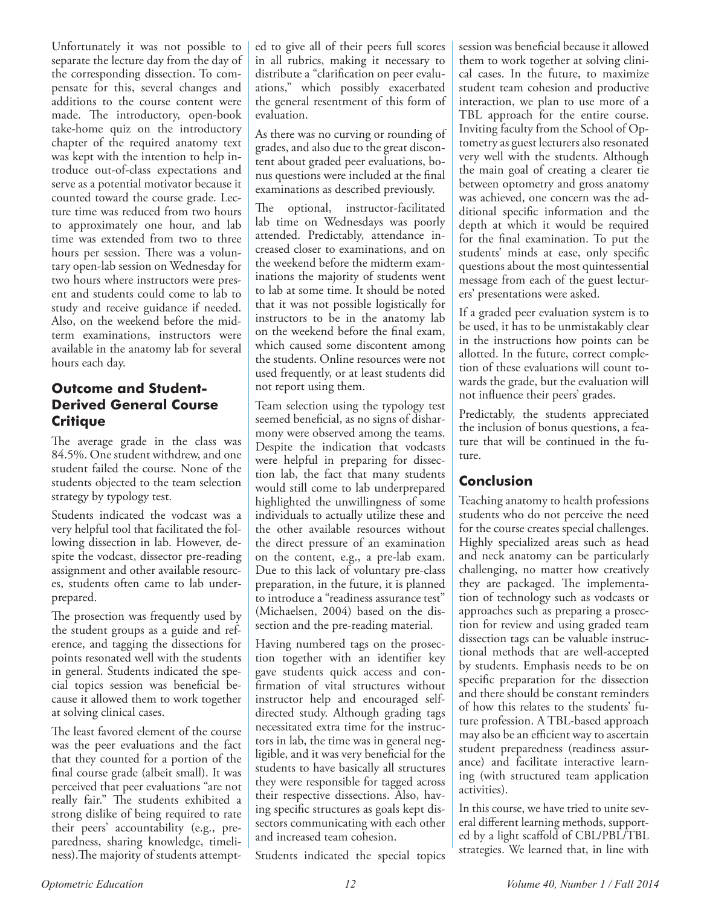Unfortunately it was not possible to separate the lecture day from the day of the corresponding dissection. To compensate for this, several changes and additions to the course content were made. The introductory, open-book take-home quiz on the introductory chapter of the required anatomy text was kept with the intention to help introduce out-of-class expectations and serve as a potential motivator because it counted toward the course grade. Lecture time was reduced from two hours to approximately one hour, and lab time was extended from two to three hours per session. There was a voluntary open-lab session on Wednesday for two hours where instructors were present and students could come to lab to study and receive guidance if needed. Also, on the weekend before the midterm examinations, instructors were available in the anatomy lab for several hours each day.

## Outcome and Student-Derived General Course Critique

The average grade in the class was 84.5%. One student withdrew, and one student failed the course. None of the students objected to the team selection strategy by typology test.

Students indicated the vodcast was a very helpful tool that facilitated the following dissection in lab. However, despite the vodcast, dissector pre-reading assignment and other available resources, students often came to lab underprepared.

The prosection was frequently used by the student groups as a guide and reference, and tagging the dissections for points resonated well with the students in general. Students indicated the special topics session was beneficial because it allowed them to work together at solving clinical cases.

The least favored element of the course was the peer evaluations and the fact that they counted for a portion of the final course grade (albeit small). It was perceived that peer evaluations "are not really fair." The students exhibited a strong dislike of being required to rate their peers' accountability (e.g., preparedness, sharing knowledge, timeliness).The majority of students attempted to give all of their peers full scores in all rubrics, making it necessary to distribute a "clarification on peer evaluations," which possibly exacerbated the general resentment of this form of evaluation.

As there was no curving or rounding of grades, and also due to the great discontent about graded peer evaluations, bonus questions were included at the final examinations as described previously.

The optional, instructor-facilitated lab time on Wednesdays was poorly attended. Predictably, attendance increased closer to examinations, and on the weekend before the midterm examinations the majority of students went to lab at some time. It should be noted that it was not possible logistically for instructors to be in the anatomy lab on the weekend before the final exam, which caused some discontent among the students. Online resources were not used frequently, or at least students did not report using them.

Team selection using the typology test seemed beneficial, as no signs of disharmony were observed among the teams. Despite the indication that vodcasts were helpful in preparing for dissection lab, the fact that many students would still come to lab underprepared highlighted the unwillingness of some individuals to actually utilize these and the other available resources without the direct pressure of an examination on the content, e.g., a pre-lab exam. Due to this lack of voluntary pre-class preparation, in the future, it is planned to introduce a "readiness assurance test" (Michaelsen, 2004) based on the dissection and the pre-reading material.

Having numbered tags on the prosection together with an identifier key gave students quick access and confirmation of vital structures without instructor help and encouraged self-directed study. Although grading tags necessitated extra time for the instructors in lab, the time was in general negligible, and it was very beneficial for the students to have basically all structures they were responsible for tagged across their respective dissections. Also, having specific structures as goals kept dissectors communicating with each other and increased team cohesion.

Students indicated the special topics session was beneficial because it allowed them to work together at solving clinical cases. In the future, to maximize student team cohesion and productive interaction, we plan to use more of a TBL approach for the entire course. Inviting faculty from the School of Optometry as guest lecturers also resonated very well with the students. Although the main goal of creating a clearer tie between optometry and gross anatomy was achieved, one concern was the additional specific information and the depth at which it would be required for the final examination. To put the students' minds at ease, only specific questions about the most quintessential message from each of the guest lecturers' presentations were asked.

If a graded peer evaluation system is to be used, it has to be unmistakably clear in the instructions how points can be allotted. In the future, correct completion of these evaluations will count towards the grade, but the evaluation will not influence their peers' grades.

Predictably, the students appreciated the inclusion of bonus questions, a feature that will be continued in the future.

## Conclusion

Teaching anatomy to health professions students who do not perceive the need for the course creates special challenges. Highly specialized areas such as head and neck anatomy can be particularly challenging, no matter how creatively they are packaged. The implementation of technology such as vodcasts or approaches such as preparing a prosection for review and using graded team dissection tags can be valuable instructional methods that are well-accepted by students. Emphasis needs to be on specific preparation for the dissection and there should be constant reminders of how this relates to the students' future profession. A TBL-based approach may also be an efficient way to ascertain student preparedness (readiness assurance) and facilitate interactive learning (with structured team application activities).

In this course, we have tried to unite several different learning methods, supported by a light scaffold of CBL/PBL/TBL strategies. We learned that, in line with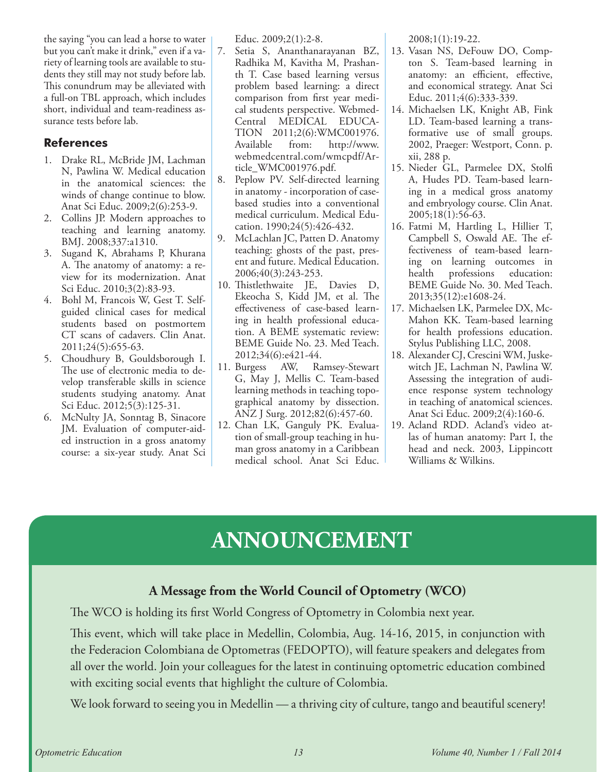the saying "you can lead a horse to water but you can't make it drink," even if a variety of learning tools are available to students they still may not study before lab. This conundrum may be alleviated with a full-on TBL approach, which includes short, individual and team-readiness assurance tests before lab.

## References

1. Drake RL, McBride JM, Lachman N, Pawlina W. Medical education in the anatomical sciences: the winds of change continue to blow. Anat Sci Educ. 2009;2(6):253-9.
2. Collins JP. Modern approaches to teaching and learning anatomy. BMJ. 2008;337:a1310.
3. Sugand K, Abrahams P, Khurana A. The anatomy of anatomy: a review for its modernization. Anat Sci Educ. 2010;3(2):83-93.
4. Bohl M, Francois W, Gest T. Self-guided clinical cases for medical students based on postmortem CT scans of cadavers. Clin Anat. 2011;24(5):655-63.
5. Choudhury B, Gouldsborough I. The use of electronic media to develop transferable skills in science students studying anatomy. Anat Sci Educ. 2012;5(3):125-31.
6. McNulty JA, Sonntag B, Sinacore JM. Evaluation of computer-aided instruction in a gross anatomy course: a six-year study. Anat Sci Educ. 2009;2(1):2-8.
7. Setia S, Ananthanarayanan BZ, Radhika M, Kavitha M, Prashanth T. Case based learning versus problem based learning: a direct comparison from first year medical students perspective. Webmed-Central MEDICAL EDUCATION 2011;2(6):WMC001976. Available from: http://www.webmedcentral.com/wmcpdf/Article_WMC001976.pdf.
8. Peplow PV. Self-directed learning in anatomy - incorporation of case-based studies into a conventional medical curriculum. Medical Education. 1990;24(5):426-432.
9. McLachlan JC, Patten D. Anatomy teaching: ghosts of the past, present and future. Medical Education. 2006;40(3):243-253.
10. Thistlethwaite JE, Davies D, Ekeocha S, Kidd JM, et al. The effectiveness of case-based learning in health professional education. A BEME systematic review: BEME Guide No. 23. Med Teach. 2012;34(6):e421-44.
11. Burgess AW, Ramsey-Stewart G, May J, Mellis C. Team-based learning methods in teaching topographical anatomy by dissection. ANZ J Surg. 2012;82(6):457-60.
12. Chan LK, Ganguly PK. Evaluation of small-group teaching in human gross anatomy in a Caribbean medical school. Anat Sci Educ. 2008;1(1):19-22.
13. Vasan NS, DeFouw DO, Compton S. Team-based learning in anatomy: an efficient, effective, and economical strategy. Anat Sci Educ. 2011;4(6):333-339.
14. Michaelsen LK, Knight AB, Fink LD. Team-based learning a transformative use of small groups. 2002, Praeger: Westport, Conn. p. xii, 288 p.
15. Nieder GL, Parmelee DX, Stolfi A, Hudes PD. Team-based learning in a medical gross anatomy and embryology course. Clin Anat. 2005;18(1):56-63.
16. Fatmi M, Hartling L, Hillier T, Campbell S, Oswald AE. The effectiveness of team-based learning on learning outcomes in health professions education: BEME Guide No. 30. Med Teach. 2013;35(12):e1608-24.
17. Michaelsen LK, Parmelee DX, McMahon KK. Team-based learning for health professions education. Stylus Publishing LLC, 2008.
18. Alexander CJ, Crescini WM, Juskewitch JE, Lachman N, Pawlina W. Assessing the integration of audience response system technology in teaching of anatomical sciences. Anat Sci Educ. 2009;2(4):160-6.
19. Acland RDD. Acland's video atlas of human anatomy: Part I, the head and neck. 2003, Lippincott Williams & Wilkins.

# ANNOUNCEMENT

### A Message from the World Council of Optometry (WCO)

The WCO is holding its first World Congress of Optometry in Colombia next year.

This event, which will take place in Medellin, Colombia, Aug. 14-16, 2015, in conjunction with the Federacion Colombiana de Optometras (FEDOPTO), will feature speakers and delegates from all over the world. Join your colleagues for the latest in continuing optometric education combined with exciting social events that highlight the culture of Colombia.

We look forward to seeing you in Medellin — a thriving city of culture, tango and beautiful scenery!